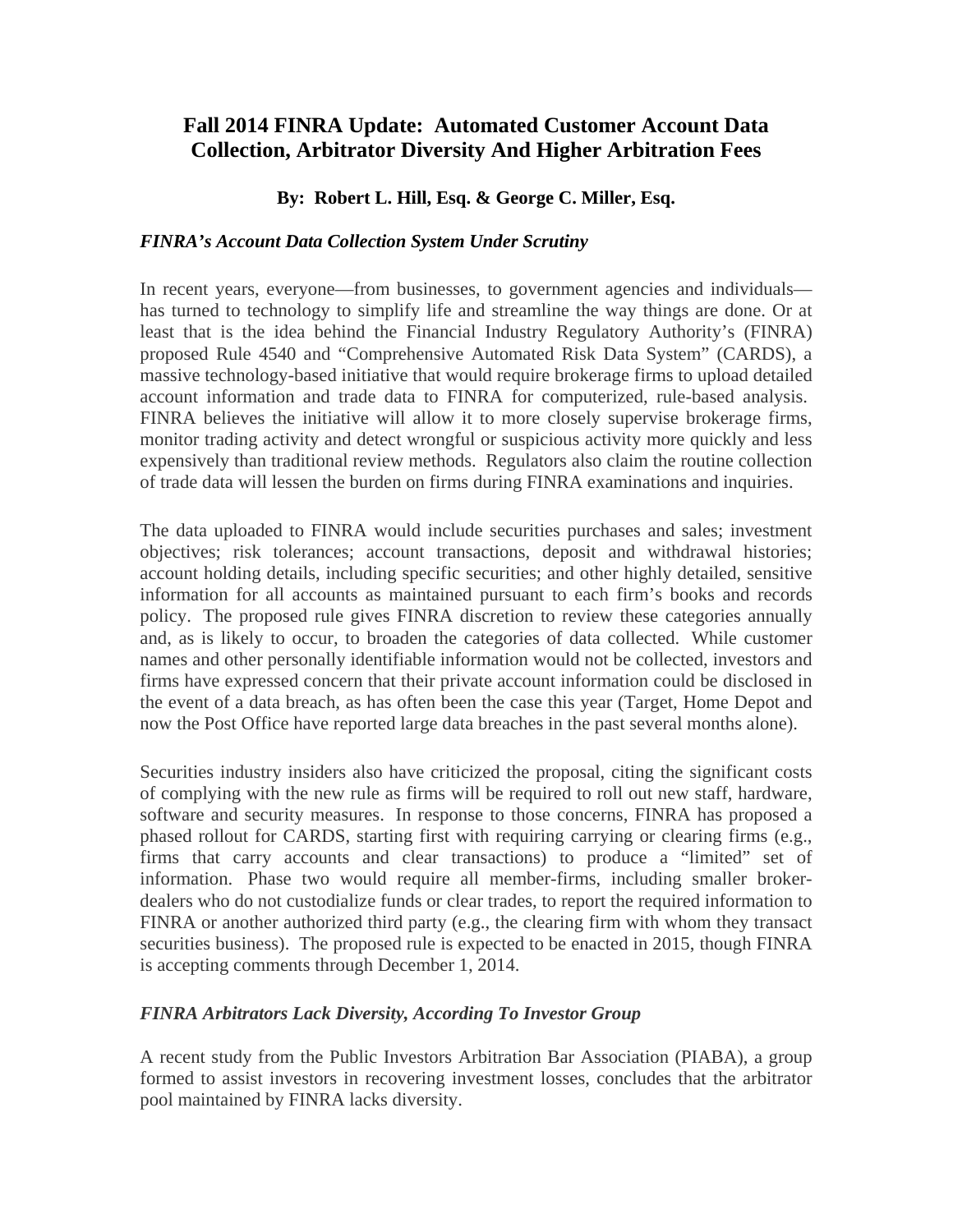# Fall 2014 FINRA Update: Automated Customer Account Data Collection, Arbitrator Diversity And Higher Arbitration Fees

**By: Robert L. Hill, Esq. & George C. Miller, Esq.**

### *FINRA's Account Data Collection System Under Scrutiny*

In recent years, everyone—from businesses, to government agencies and individuals—has turned to technology to simplify life and streamline the way things are done. Or at least that is the idea behind the Financial Industry Regulatory Authority's (FINRA) proposed Rule 4540 and "Comprehensive Automated Risk Data System" (CARDS), a massive technology-based initiative that would require brokerage firms to upload detailed account information and trade data to FINRA for computerized, rule-based analysis. FINRA believes the initiative will allow it to more closely supervise brokerage firms, monitor trading activity and detect wrongful or suspicious activity more quickly and less expensively than traditional review methods. Regulators also claim the routine collection of trade data will lessen the burden on firms during FINRA examinations and inquiries.

The data uploaded to FINRA would include securities purchases and sales; investment objectives; risk tolerances; account transactions, deposit and withdrawal histories; account holding details, including specific securities; and other highly detailed, sensitive information for all accounts as maintained pursuant to each firm's books and records policy. The proposed rule gives FINRA discretion to review these categories annually and, as is likely to occur, to broaden the categories of data collected. While customer names and other personally identifiable information would not be collected, investors and firms have expressed concern that their private account information could be disclosed in the event of a data breach, as has often been the case this year (Target, Home Depot and now the Post Office have reported large data breaches in the past several months alone).

Securities industry insiders also have criticized the proposal, citing the significant costs of complying with the new rule as firms will be required to roll out new staff, hardware, software and security measures. In response to those concerns, FINRA has proposed a phased rollout for CARDS, starting first with requiring carrying or clearing firms (e.g., firms that carry accounts and clear transactions) to produce a "limited" set of information. Phase two would require all member-firms, including smaller broker-dealers who do not custodialize funds or clear trades, to report the required information to FINRA or another authorized third party (e.g., the clearing firm with whom they transact securities business). The proposed rule is expected to be enacted in 2015, though FINRA is accepting comments through December 1, 2014.

### *FINRA Arbitrators Lack Diversity, According To Investor Group*

A recent study from the Public Investors Arbitration Bar Association (PIABA), a group formed to assist investors in recovering investment losses, concludes that the arbitrator pool maintained by FINRA lacks diversity.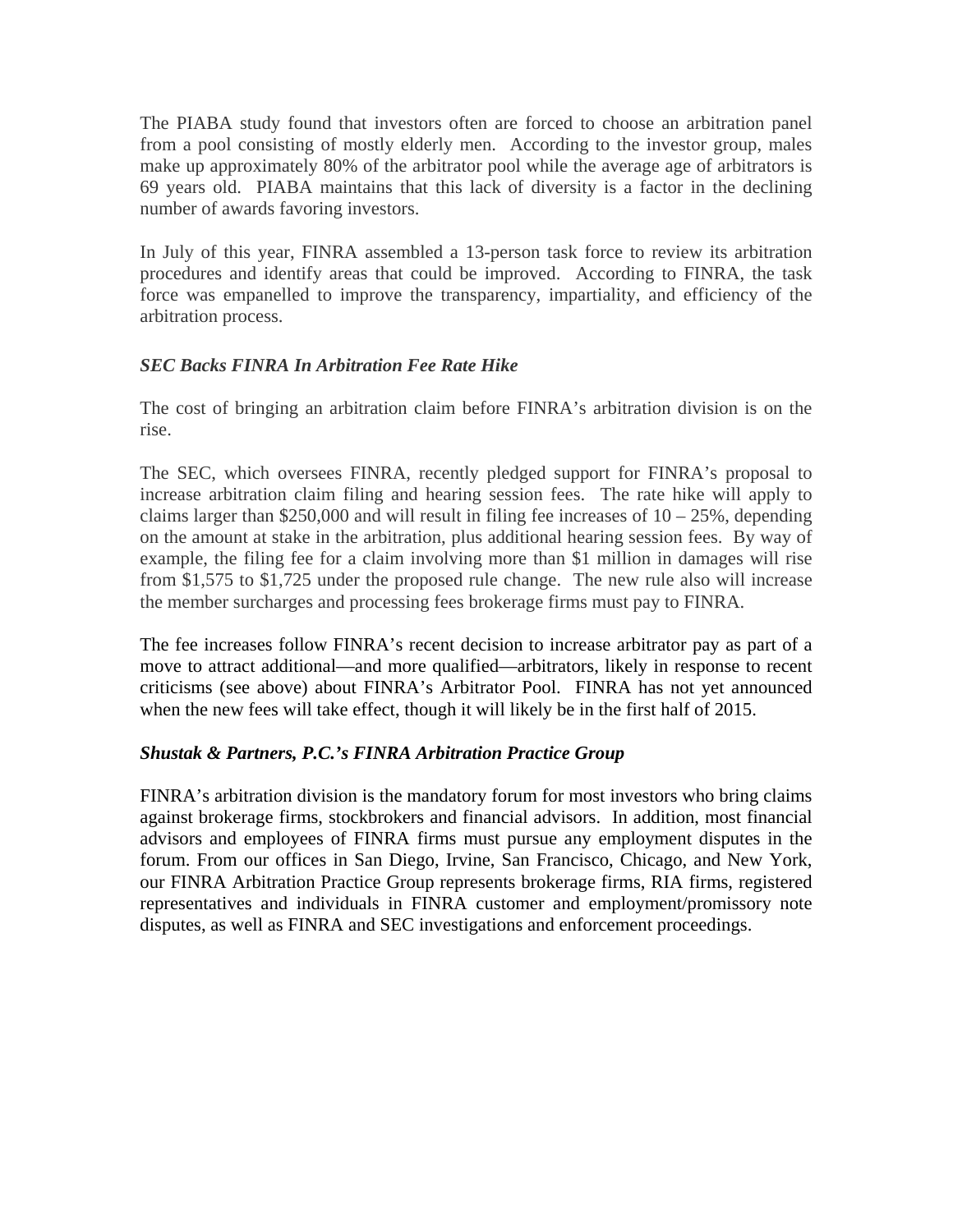The PIABA study found that investors often are forced to choose an arbitration panel from a pool consisting of mostly elderly men. According to the investor group, males make up approximately 80% of the arbitrator pool while the average age of arbitrators is 69 years old. PIABA maintains that this lack of diversity is a factor in the declining number of awards favoring investors.

In July of this year, FINRA assembled a 13-person task force to review its arbitration procedures and identify areas that could be improved. According to FINRA, the task force was empanelled to improve the transparency, impartiality, and efficiency of the arbitration process.

***SEC Backs FINRA In Arbitration Fee Rate Hike***

The cost of bringing an arbitration claim before FINRA's arbitration division is on the rise.

The SEC, which oversees FINRA, recently pledged support for FINRA's proposal to increase arbitration claim filing and hearing session fees. The rate hike will apply to claims larger than $250,000 and will result in filing fee increases of 10 – 25%, depending on the amount at stake in the arbitration, plus additional hearing session fees. By way of example, the filing fee for a claim involving more than $1 million in damages will rise from $1,575 to $1,725 under the proposed rule change. The new rule also will increase the member surcharges and processing fees brokerage firms must pay to FINRA.

The fee increases follow FINRA's recent decision to increase arbitrator pay as part of a move to attract additional—and more qualified—arbitrators, likely in response to recent criticisms (see above) about FINRA's Arbitrator Pool. FINRA has not yet announced when the new fees will take effect, though it will likely be in the first half of 2015.

***Shustak & Partners, P.C.'s FINRA Arbitration Practice Group***

FINRA's arbitration division is the mandatory forum for most investors who bring claims against brokerage firms, stockbrokers and financial advisors. In addition, most financial advisors and employees of FINRA firms must pursue any employment disputes in the forum. From our offices in San Diego, Irvine, San Francisco, Chicago, and New York, our FINRA Arbitration Practice Group represents brokerage firms, RIA firms, registered representatives and individuals in FINRA customer and employment/promissory note disputes, as well as FINRA and SEC investigations and enforcement proceedings.